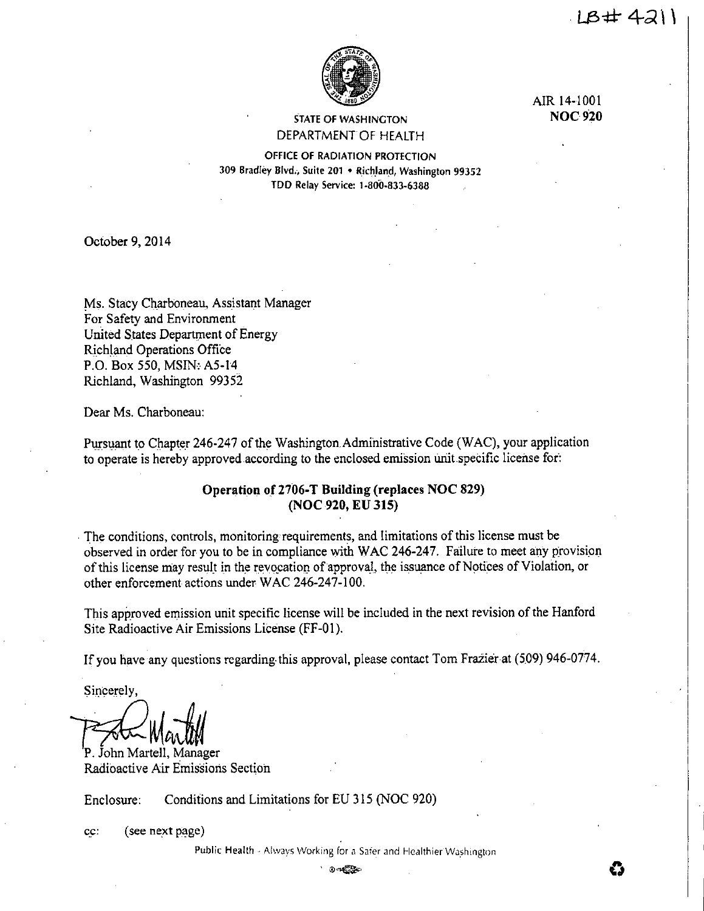LB# 4211

AIR 14-1001
**NOC 920**

STATE OF WASHINGTON
DEPARTMENT OF HEALTH

OFFICE OF RADIATION PROTECTION
309 Bradley Blvd., Suite 201 • Richland, Washington 99352
TDD Relay Service: 1-800-833-6388

October 9, 2014

Ms. Stacy Charboneau, Assistant Manager
For Safety and Environment
United States Department of Energy
Richland Operations Office
P.O. Box 550, MSIN: A5-14
Richland, Washington 99352

Dear Ms. Charboneau:

Pursuant to Chapter 246-247 of the Washington Administrative Code (WAC), your application to operate is hereby approved according to the enclosed emission unit specific license for:

**Operation of 2706-T Building (replaces NOC 829)**
**(NOC 920, EU 315)**

The conditions, controls, monitoring requirements, and limitations of this license must be observed in order for you to be in compliance with WAC 246-247. Failure to meet any provision of this license may result in the revocation of approval, the issuance of Notices of Violation, or other enforcement actions under WAC 246-247-100.

This approved emission unit specific license will be included in the next revision of the Hanford Site Radioactive Air Emissions License (FF-01).

If you have any questions regarding this approval, please contact Tom Frazier at (509) 946-0774.

Sincerely,

P. John Martell, Manager
Radioactive Air Emissions Section

Enclosure: Conditions and Limitations for EU 315 (NOC 920)

cc: (see next page)

Public Health - Always Working for a Safer and Healthier Washington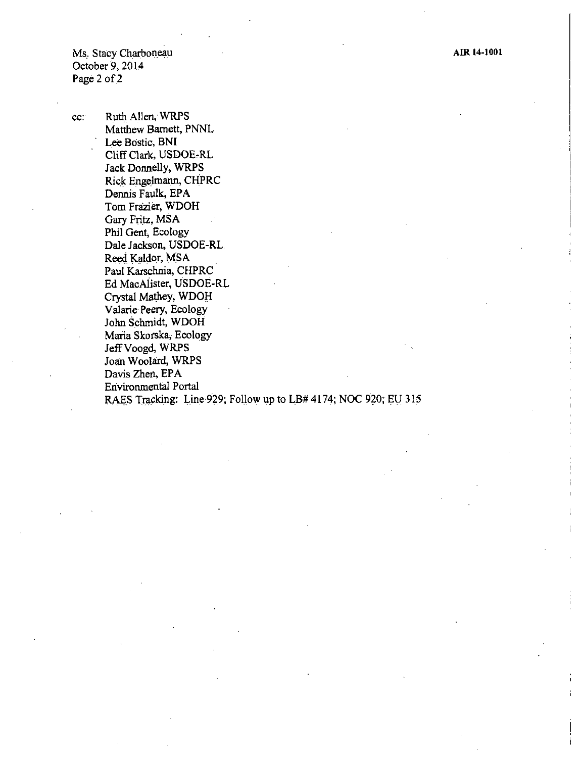cc: Ruth Allen, WRPS
Matthew Barnett, PNNL
Lee Bostic, BNI
Cliff Clark, USDOE-RL
Jack Donnelly, WRPS
Rick Engelmann, CHPRC
Dennis Faulk, EPA
Tom Frazier, WDOH
Gary Fritz, MSA
Phil Gent, Ecology
Dale Jackson, USDOE-RL
Reed Kaldor, MSA
Paul Karschnia, CHPRC
Ed MacAlister, USDOE-RL
Crystal Mathey, WDOH
Valarie Peery, Ecology
John Schmidt, WDOH
Maria Skorska, Ecology
Jeff Voogd, WRPS
Joan Woolard, WRPS
Davis Zhen, EPA
Environmental Portal
RAES Tracking: Line 929; Follow up to LB# 4174; NOC 920; EU 315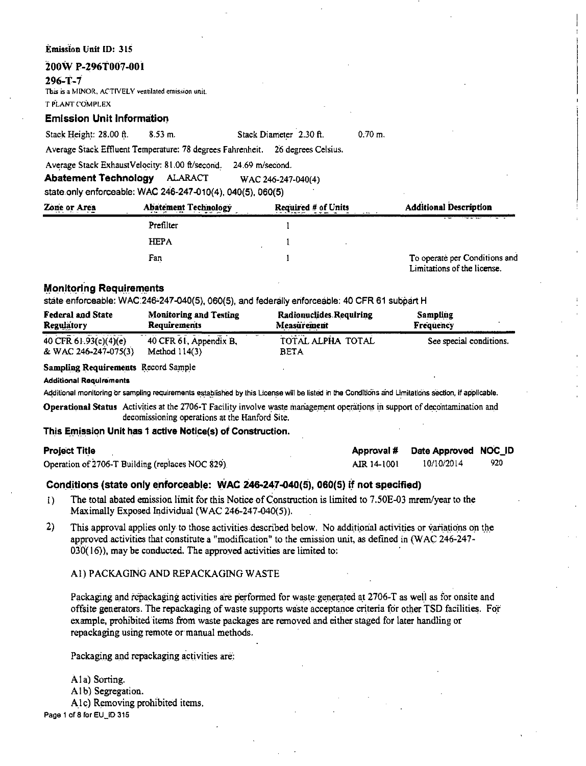**Emission Unit ID: 315**

**200W P-296T007-001**

**296-T-7**

This is a MINOR, ACTIVELY ventilated emission unit.

T PLANT COMPLEX

## Emission Unit Information

Stack Height: 28.00 ft. 8.53 m. Stack Diameter 2.30 ft. 0.70 m.

Average Stack Effluent Temperature: 78 degrees Fahrenheit. 26 degrees Celsius.

Average Stack ExhaustVelocity: 81.00 ft/second. 24.69 m/second.

**Abatement Technology** ALARACT WAC 246-247-040(4)

state only enforceable: WAC 246-247-010(4), 040(5), 060(5)

| Zone or Area | Abatement Technology | Required # of Units | Additional Description |
|---|---|---|---|
| | Prefilter | 1 | |
| | HEPA | 1 | |
| | Fan | 1 | To operate per Conditions and Limitations of the license. |

## Monitoring Requirements

state enforceable: WAC 246-247-040(5), 060(5), and federally enforceable: 40 CFR 61 subpart H

| Federal and State Regulatory | Monitoring and Testing Requirements | Radionuclides Requiring Measurement | Sampling Frequency |
|---|---|---|---|
| 40 CFR 61.93(c)(4)(e) & WAC 246-247-075(3) | 40 CFR 61, Appendix B, Method 114(3) | TOTAL ALPHA TOTAL BETA | See special conditions. |

**Sampling Requirements** Record Sample

**Additional Requirements**

Additional monitoring or sampling requirements established by this License will be listed in the Conditions and Limitations section, if applicable.

**Operational Status** Activities at the 2706-T Facility involve waste management operations in support of decontamination and decommissioning operations at the Hanford Site.

**This Emission Unit has 1 active Notice(s) of Construction.**

| Project Title | Approval # | Date Approved | NOC_ID |
|---|---|---|---|
| Operation of 2706-T Building (replaces NOC 829) | AIR 14-1001 | 10/10/2014 | 920 |

## Conditions (state only enforceable: WAC 246-247-040(5), 060(5) if not specified)

1) The total abated emission limit for this Notice of Construction is limited to 7.50E-03 mrem/year to the Maximally Exposed Individual (WAC 246-247-040(5)).

2) This approval applies only to those activities described below. No additional activities or variations on the approved activities that constitute a "modification" to the emission unit, as defined in (WAC 246-247-030(16)), may be conducted. The approved activities are limited to:

A1) PACKAGING AND REPACKAGING WASTE

Packaging and repackaging activities are performed for waste generated at 2706-T as well as for onsite and offsite generators. The repackaging of waste supports waste acceptance criteria for other TSD facilities. For example, prohibited items from waste packages are removed and either staged for later handling or repackaging using remote or manual methods.

Packaging and repackaging activities are:

A1a) Sorting.
A1b) Segregation.
A1c) Removing prohibited items.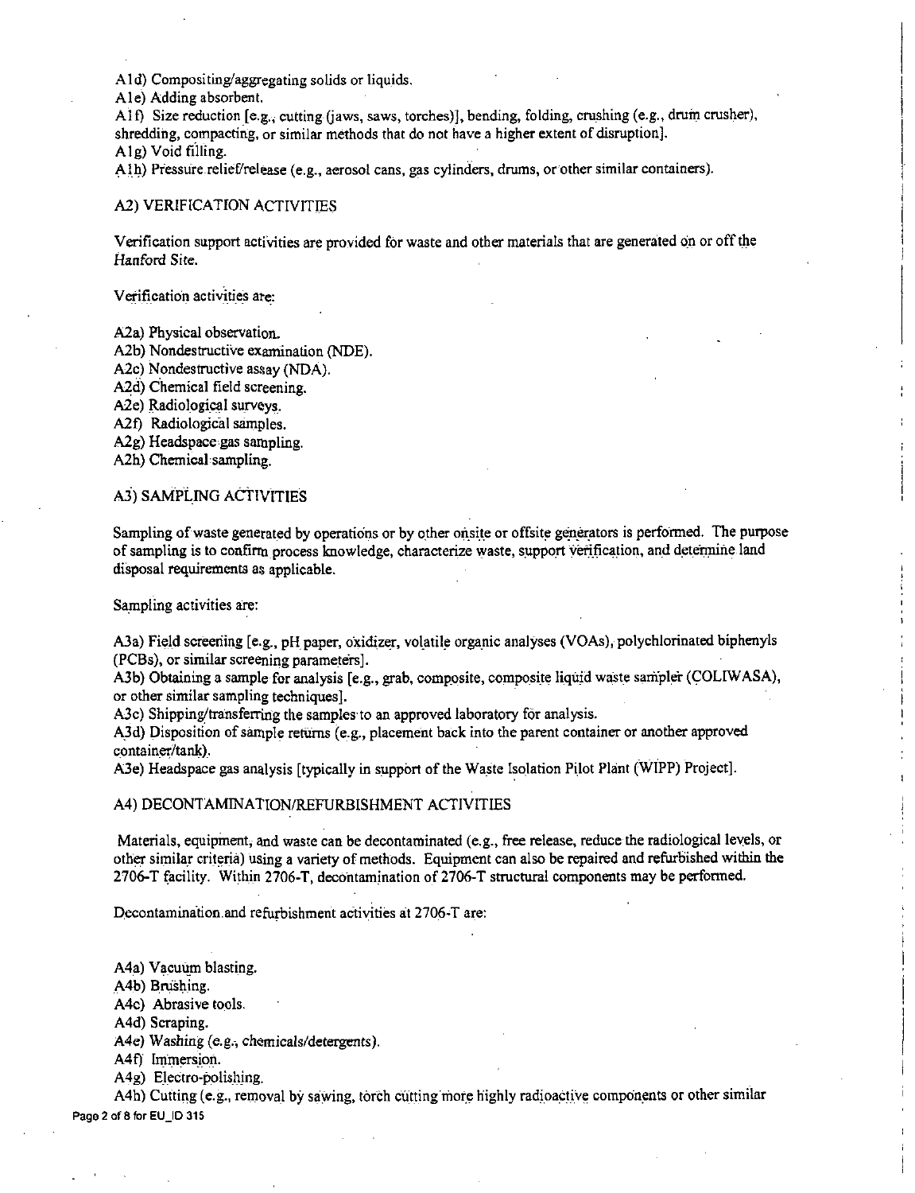A1d) Compositing/aggregating solids or liquids.

A1e) Adding absorbent.

A1f) Size reduction [e.g., cutting (jaws, saws, torches)], bending, folding, crushing (e.g., drum crusher), shredding, compacting, or similar methods that do not have a higher extent of disruption].

A1g) Void filling.

A1h) Pressure relief/release (e.g., aerosol cans, gas cylinders, drums, or other similar containers).

## A2) VERIFICATION ACTIVITIES

Verification support activities are provided for waste and other materials that are generated on or off the Hanford Site.

Verification activities are:

A2a) Physical observation.

A2b) Nondestructive examination (NDE).

A2c) Nondestructive assay (NDA).

A2d) Chemical field screening.

A2e) Radiological surveys.

A2f) Radiological samples.

A2g) Headspace gas sampling.

A2h) Chemical sampling.

## A3) SAMPLING ACTIVITIES

Sampling of waste generated by operations or by other onsite or offsite generators is performed. The purpose of sampling is to confirm process knowledge, characterize waste, support verification, and determine land disposal requirements as applicable.

Sampling activities are:

A3a) Field screening [e.g., pH paper, oxidizer, volatile organic analyses (VOAs), polychlorinated biphenyls (PCBs), or similar screening parameters].

A3b) Obtaining a sample for analysis [e.g., grab, composite, composite liquid waste sampler (COLIWASA), or other similar sampling techniques].

A3c) Shipping/transferring the samples to an approved laboratory for analysis.

A3d) Disposition of sample returns (e.g., placement back into the parent container or another approved container/tank).

A3e) Headspace gas analysis [typically in support of the Waste Isolation Pilot Plant (WIPP) Project].

## A4) DECONTAMINATION/REFURBISHMENT ACTIVITIES

Materials, equipment, and waste can be decontaminated (e.g., free release, reduce the radiological levels, or other similar criteria) using a variety of methods. Equipment can also be repaired and refurbished within the 2706-T facility. Within 2706-T, decontamination of 2706-T structural components may be performed.

Decontamination and refurbishment activities at 2706-T are:

A4a) Vacuum blasting.

A4b) Brushing.

A4c) Abrasive tools.

A4d) Scraping.

A4e) Washing (e.g., chemicals/detergents).

A4f) Immersion.

A4g) Electro-polishing.

A4h) Cutting (e.g., removal by sawing, torch cutting more highly radioactive components or other similar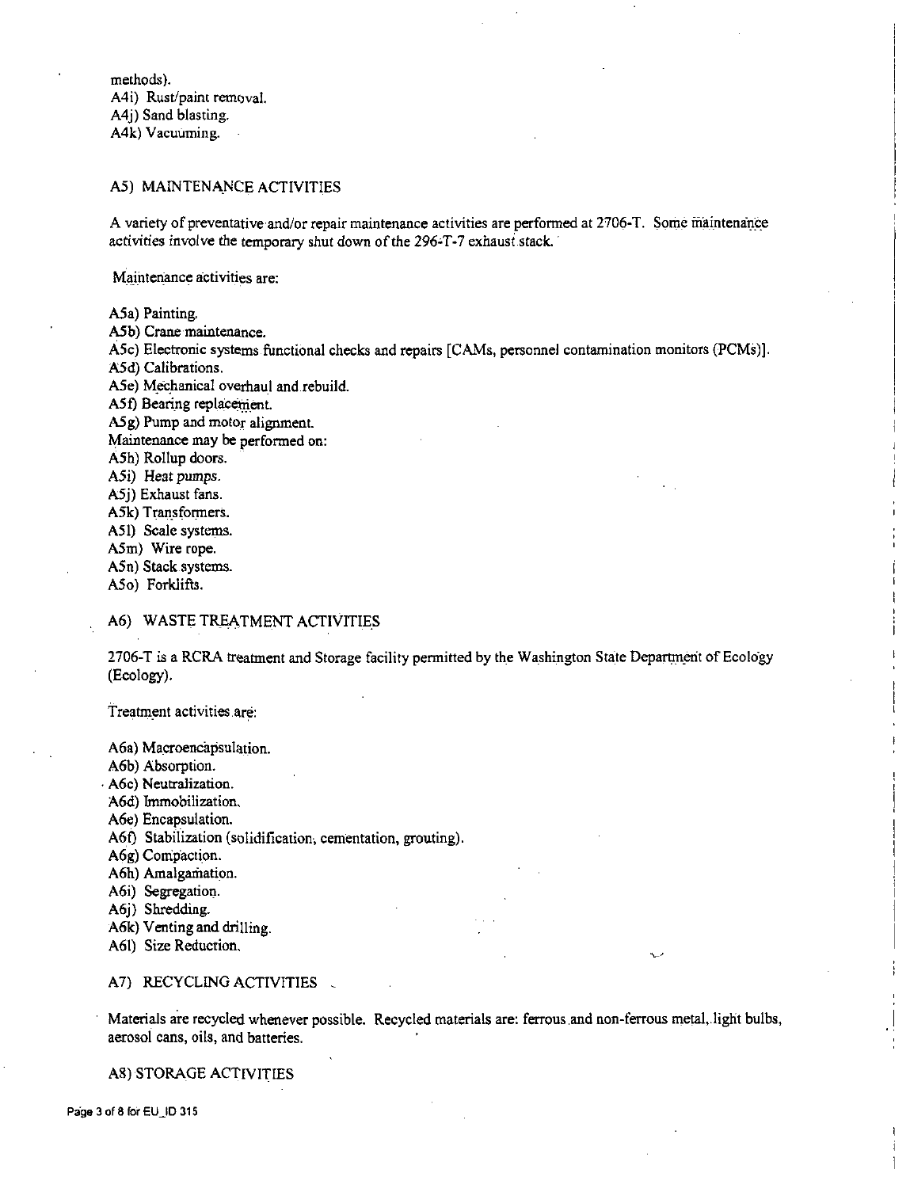methods).
A4i) Rust/paint removal.
A4j) Sand blasting.
A4k) Vacuuming.

## A5) MAINTENANCE ACTIVITIES

A variety of preventative and/or repair maintenance activities are performed at 2706-T. Some maintenance activities involve the temporary shut down of the 296-T-7 exhaust stack.

Maintenance activities are:

A5a) Painting.
A5b) Crane maintenance.
A5c) Electronic systems functional checks and repairs [CAMs, personnel contamination monitors (PCMs)].
A5d) Calibrations.
A5e) Mechanical overhaul and rebuild.
A5f) Bearing replacement.
A5g) Pump and motor alignment.
Maintenance may be performed on:
A5h) Rollup doors.
A5i) Heat pumps.
A5j) Exhaust fans.
A5k) Transformers.
A5l) Scale systems.
A5m) Wire rope.
A5n) Stack systems.
A5o) Forklifts.

## A6) WASTE TREATMENT ACTIVITIES

2706-T is a RCRA treatment and Storage facility permitted by the Washington State Department of Ecology (Ecology).

Treatment activities are:

A6a) Macroencapsulation.
A6b) Absorption.
A6c) Neutralization.
A6d) Immobilization.
A6e) Encapsulation.
A6f) Stabilization (solidification, cementation, grouting).
A6g) Compaction.
A6h) Amalgamation.
A6i) Segregation.
A6j) Shredding.
A6k) Venting and drilling.
A6l) Size Reduction.

## A7) RECYCLING ACTIVITIES

Materials are recycled whenever possible. Recycled materials are: ferrous and non-ferrous metal, light bulbs, aerosol cans, oils, and batteries.

## A8) STORAGE ACTIVITIES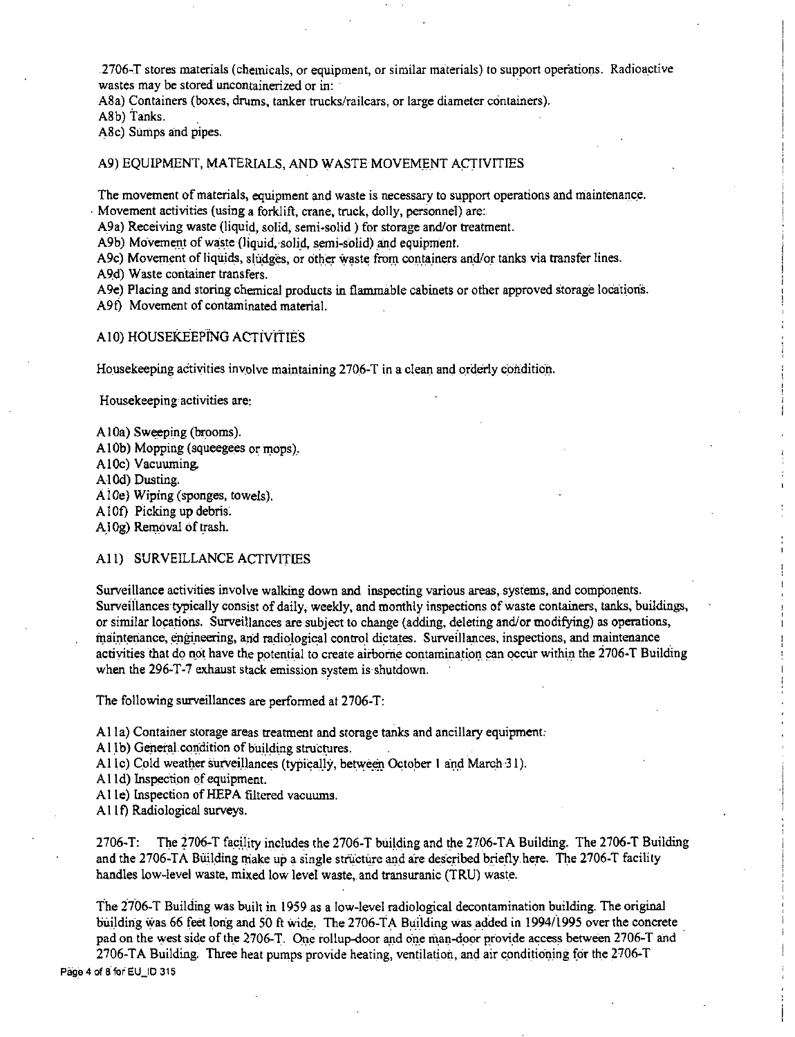2706-T stores materials (chemicals, or equipment, or similar materials) to support operations. Radioactive wastes may be stored uncontainerized or in:

A8a) Containers (boxes, drums, tanker trucks/railcars, or large diameter containers).
A8b) Tanks.
A8c) Sumps and pipes.

A9) EQUIPMENT, MATERIALS, AND WASTE MOVEMENT ACTIVITIES

The movement of materials, equipment and waste is necessary to support operations and maintenance. Movement activities (using a forklift, crane, truck, dolly, personnel) are:

A9a) Receiving waste (liquid, solid, semi-solid ) for storage and/or treatment.
A9b) Movement of waste (liquid, solid, semi-solid) and equipment.
A9c) Movement of liquids, sludges, or other waste from containers and/or tanks via transfer lines.
A9d) Waste container transfers.
A9e) Placing and storing chemical products in flammable cabinets or other approved storage locations.
A9f) Movement of contaminated material.

A10) HOUSEKEEPING ACTIVITIES

Housekeeping activities involve maintaining 2706-T in a clean and orderly condition.

Housekeeping activities are:

A10a) Sweeping (brooms).
A10b) Mopping (squeegees or mops).
A10c) Vacuuming.
A10d) Dusting.
A10e) Wiping (sponges, towels).
A10f) Picking up debris.
A10g) Removal of trash.

A11) SURVEILLANCE ACTIVITIES

Surveillance activities involve walking down and inspecting various areas, systems, and components. Surveillances typically consist of daily, weekly, and monthly inspections of waste containers, tanks, buildings, or similar locations. Surveillances are subject to change (adding, deleting and/or modifying) as operations, maintenance, engineering, and radiological control dictates. Surveillances, inspections, and maintenance activities that do not have the potential to create airborne contamination can occur within the 2706-T Building when the 296-T-7 exhaust stack emission system is shutdown.

The following surveillances are performed at 2706-T:

A11a) Container storage areas treatment and storage tanks and ancillary equipment.
A11b) General condition of building structures.
A11c) Cold weather surveillances (typically, between October 1 and March 31).
A11d) Inspection of equipment.
A11e) Inspection of HEPA filtered vacuums.
A11f) Radiological surveys.

2706-T: The 2706-T facility includes the 2706-T building and the 2706-TA Building. The 2706-T Building and the 2706-TA Building make up a single structure and are described briefly here. The 2706-T facility handles low-level waste, mixed low level waste, and transuranic (TRU) waste.

The 2706-T Building was built in 1959 as a low-level radiological decontamination building. The original building was 66 feet long and 50 ft wide. The 2706-TA Building was added in 1994/1995 over the concrete pad on the west side of the 2706-T. One rollup-door and one man-door provide access between 2706-T and 2706-TA Building. Three heat pumps provide heating, ventilation, and air conditioning for the 2706-T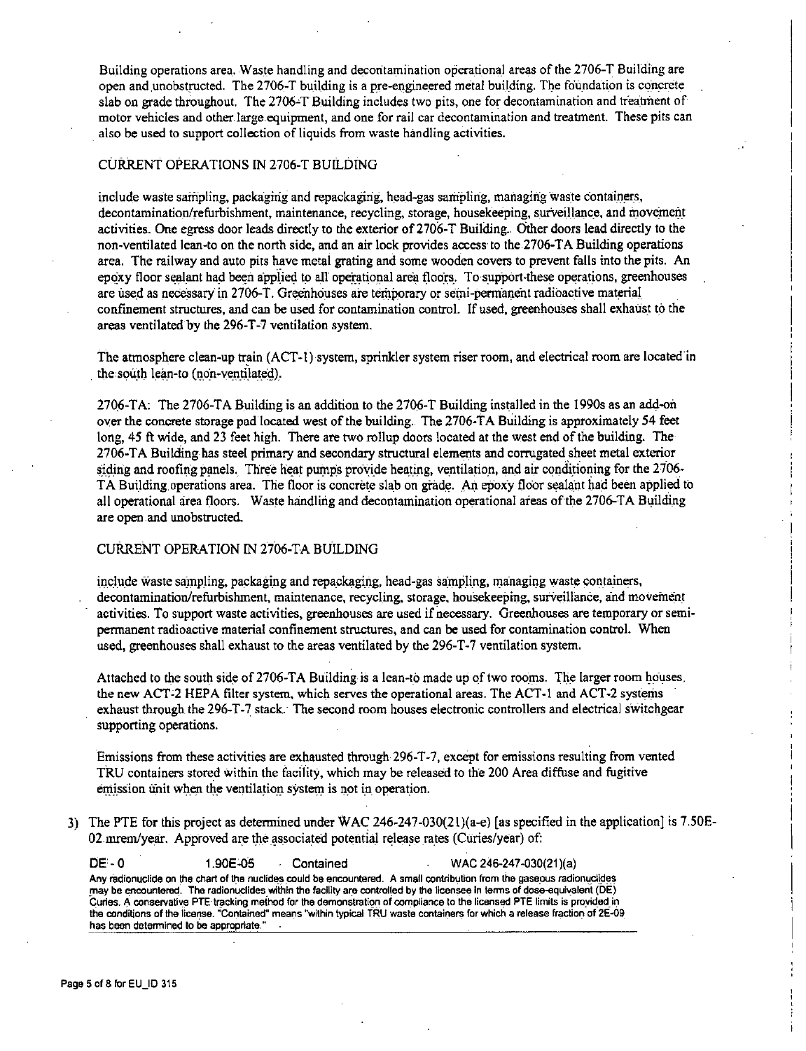Building operations area. Waste handling and decontamination operational areas of the 2706-T Building are open and unobstructed. The 2706-T building is a pre-engineered metal building. The foundation is concrete slab on grade throughout. The 2706-T Building includes two pits, one for decontamination and treatment of motor vehicles and other large equipment, and one for rail car decontamination and treatment. These pits can also be used to support collection of liquids from waste handling activities.

CURRENT OPERATIONS IN 2706-T BUILDING

include waste sampling, packaging and repackaging, head-gas sampling, managing waste containers, decontamination/refurbishment, maintenance, recycling, storage, housekeeping, surveillance, and movement activities. One egress door leads directly to the exterior of 2706-T Building. Other doors lead directly to the non-ventilated lean-to on the north side, and an air lock provides access to the 2706-TA Building operations area. The railway and auto pits have metal grating and some wooden covers to prevent falls into the pits. An epoxy floor sealant had been applied to all operational area floors. To support these operations, greenhouses are used as necessary in 2706-T. Greenhouses are temporary or semi-permanent radioactive material confinement structures, and can be used for contamination control. If used, greenhouses shall exhaust to the areas ventilated by the 296-T-7 ventilation system.

The atmosphere clean-up train (ACT-1) system, sprinkler system riser room, and electrical room are located in the south lean-to (non-ventilated).

2706-TA: The 2706-TA Building is an addition to the 2706-T Building installed in the 1990s as an add-on over the concrete storage pad located west of the building. The 2706-TA Building is approximately 54 feet long, 45 ft wide, and 23 feet high. There are two rollup doors located at the west end of the building. The 2706-TA Building has steel primary and secondary structural elements and corrugated sheet metal exterior siding and roofing panels. Three heat pumps provide heating, ventilation, and air conditioning for the 2706-TA Building operations area. The floor is concrete slab on grade. An epoxy floor sealant had been applied to all operational area floors. Waste handling and decontamination operational areas of the 2706-TA Building are open and unobstructed.

CURRENT OPERATION IN 2706-TA BUILDING

include waste sampling, packaging and repackaging, head-gas sampling, managing waste containers, decontamination/refurbishment, maintenance, recycling, storage, housekeeping, surveillance, and movement activities. To support waste activities, greenhouses are used if necessary. Greenhouses are temporary or semi-permanent radioactive material confinement structures, and can be used for contamination control. When used, greenhouses shall exhaust to the areas ventilated by the 296-T-7 ventilation system.

Attached to the south side of 2706-TA Building is a lean-to made up of two rooms. The larger room houses the new ACT-2 HEPA filter system, which serves the operational areas. The ACT-1 and ACT-2 systems exhaust through the 296-T-7 stack. The second room houses electronic controllers and electrical switchgear supporting operations.

Emissions from these activities are exhausted through 296-T-7, except for emissions resulting from vented TRU containers stored within the facility, which may be released to the 200 Area diffuse and fugitive emission unit when the ventilation system is not in operation.

3) The PTE for this project as determined under WAC 246-247-030(21)(a-e) [as specified in the application] is 7.50E-02 mrem/year. Approved are the associated potential release rates (Curies/year) of:

| DE - 0 | 1.90E-05 | Contained | WAC 246-247-030(21)(a) |
|---|---|---|---|

Any radionuclide on the chart of the nuclides could be encountered. A small contribution from the gaseous radionuclides may be encountered. The radionuclides within the facility are controlled by the licensee in terms of dose-equivalent (DE) Curies. A conservative PTE tracking method for the demonstration of compliance to the licensed PTE limits is provided in the conditions of the license. "Contained" means "within typical TRU waste containers for which a release fraction of 2E-09 has been determined to be appropriate."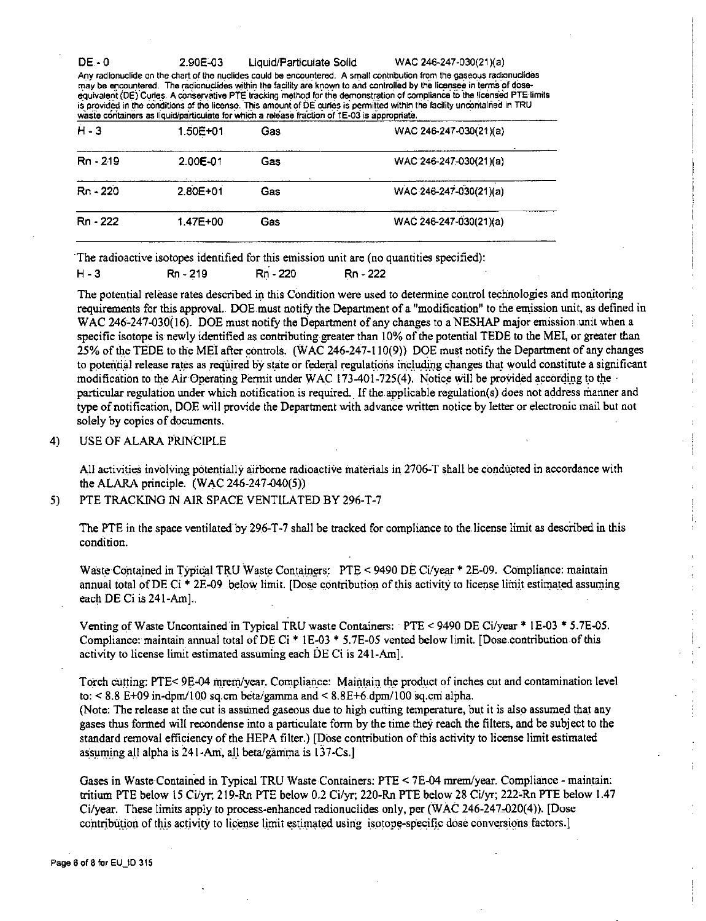| DE - 0 | 2.90E-03 | Liquid/Particulate Solid | WAC 246-247-030(21)(a) |
|---|---|---|---|
| Any radionuclide on the chart of the nuclides could be encountered. A small contribution from the gaseous radionuclides may be encountered. The radionuclides within the facility are known to and controlled by the licensee in terms of dose-equivalent (DE) Curies. A conservative PTE tracking method for the demonstration of compliance to the licensed PTE limits is provided in the conditions of the license. This amount of DE curies is permitted within the facility uncontained in TRU waste containers as liquid/particulate for which a release fraction of 1E-03 is appropriate. | | | |
| H - 3 | 1.50E+01 | Gas | WAC 246-247-030(21)(a) |
| Rn - 219 | 2.00E-01 | Gas | WAC 246-247-030(21)(a) |
| Rn - 220 | 2.80E+01 | Gas | WAC 246-247-030(21)(a) |
| Rn - 222 | 1.47E+00 | Gas | WAC 246-247-030(21)(a) |

The radioactive isotopes identified for this emission unit are (no quantities specified):

H - 3 Rn - 219 Rn - 220 Rn - 222

The potential release rates described in this Condition were used to determine control technologies and monitoring requirements for this approval. DOE must notify the Department of a "modification" to the emission unit, as defined in WAC 246-247-030(16). DOE must notify the Department of any changes to a NESHAP major emission unit when a specific isotope is newly identified as contributing greater than 10% of the potential TEDE to the MEI, or greater than 25% of the TEDE to the MEI after controls. (WAC 246-247-110(9)) DOE must notify the Department of any changes to potential release rates as required by state or federal regulations including changes that would constitute a significant modification to the Air Operating Permit under WAC 173-401-725(4). Notice will be provided according to the particular regulation under which notification is required. If the applicable regulation(s) does not address manner and type of notification, DOE will provide the Department with advance written notice by letter or electronic mail but not solely by copies of documents.

4) USE OF ALARA PRINCIPLE

All activities involving potentially airborne radioactive materials in 2706-T shall be conducted in accordance with the ALARA principle. (WAC 246-247-040(5))

5) PTE TRACKING IN AIR SPACE VENTILATED BY 296-T-7

The PTE in the space ventilated by 296-T-7 shall be tracked for compliance to the license limit as described in this condition.

Waste Contained in Typical TRU Waste Containers: PTE < 9490 DE Ci/year * 2E-09. Compliance: maintain annual total of DE Ci * 2E-09 below limit. [Dose contribution of this activity to license limit estimated assuming each DE Ci is 241-Am].

Venting of Waste Uncontained in Typical TRU waste Containers: PTE < 9490 DE Ci/year * 1E-03 * 5.7E-05. Compliance: maintain annual total of DE Ci * 1E-03 * 5.7E-05 vented below limit. [Dose contribution of this activity to license limit estimated assuming each DE Ci is 241-Am].

Torch cutting: PTE< 9E-04 mrem/year. Compliance: Maintain the product of inches cut and contamination level to: < 8.8 E+09 in-dpm/100 sq.cm beta/gamma and < 8.8E+6 dpm/100 sq.cm alpha.
(Note: The release at the cut is assumed gaseous due to high cutting temperature, but it is also assumed that any gases thus formed will recondense into a particulate form by the time they reach the filters, and be subject to the standard removal efficiency of the HEPA filter.) [Dose contribution of this activity to license limit estimated assuming all alpha is 241-Am, all beta/gamma is 137-Cs.]

Gases in Waste Contained in Typical TRU Waste Containers: PTE < 7E-04 mrem/year. Compliance - maintain: tritium PTE below 15 Ci/yr; 219-Rn PTE below 0.2 Ci/yr; 220-Rn PTE below 28 Ci/yr; 222-Rn PTE below 1.47 Ci/year. These limits apply to process-enhanced radionuclides only, per (WAC 246-247-020(4)). [Dose contribution of this activity to license limit estimated using isotope-specific dose conversions factors.]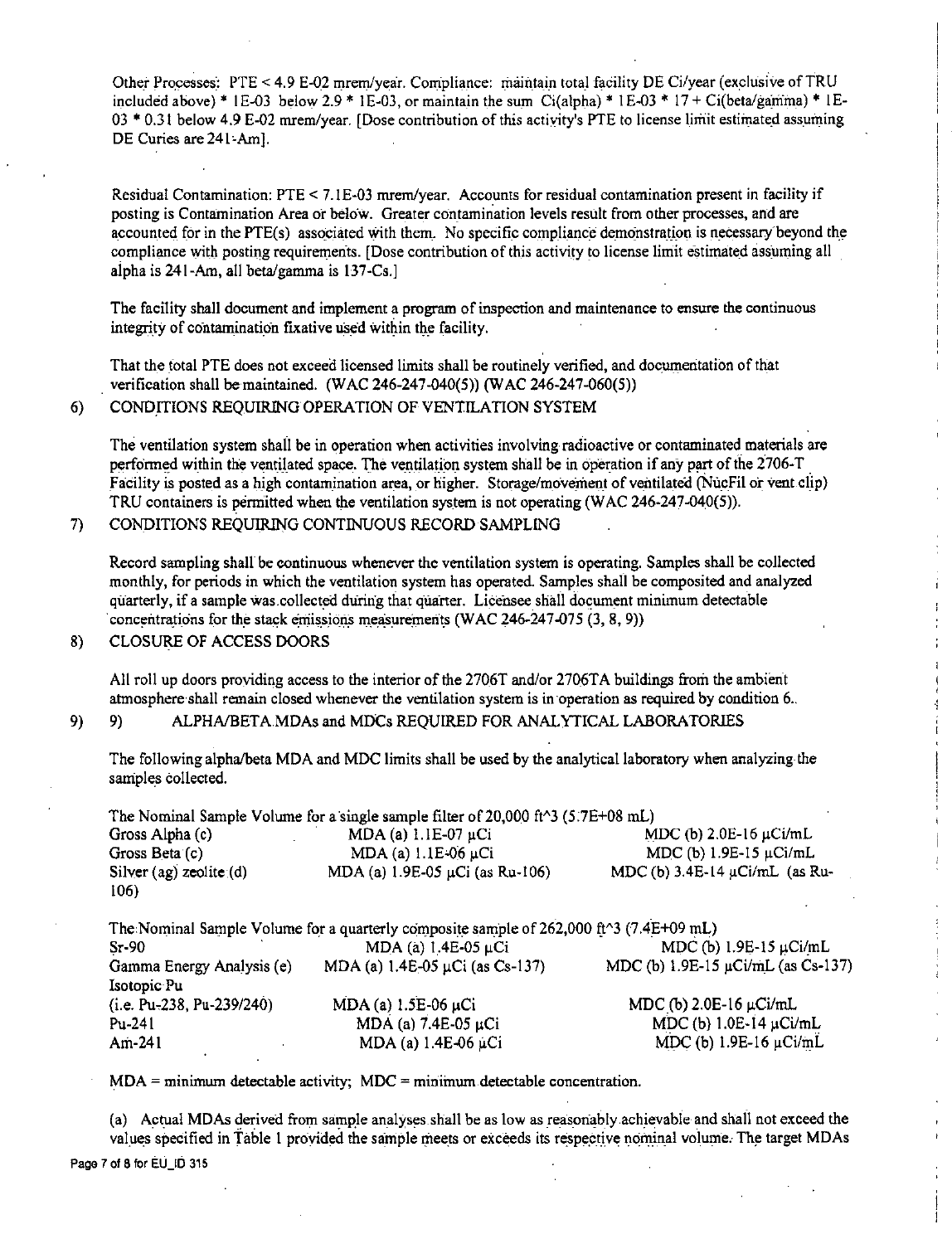Other Processes: PTE < 4.9 E-02 mrem/year. Compliance: maintain total facility DE Ci/year (exclusive of TRU included above) * 1E-03 below 2.9 * 1E-03, or maintain the sum Ci(alpha) * 1E-03 * 17 + Ci(beta/gamma) * 1E-03 * 0.31 below 4.9 E-02 mrem/year. [Dose contribution of this activity's PTE to license limit estimated assuming DE Curies are 241-Am].

Residual Contamination: PTE < 7.1E-03 mrem/year. Accounts for residual contamination present in facility if posting is Contamination Area or below. Greater contamination levels result from other processes, and are accounted for in the PTE(s) associated with them. No specific compliance demonstration is necessary beyond the compliance with posting requirements. [Dose contribution of this activity to license limit estimated assuming all alpha is 241-Am, all beta/gamma is 137-Cs.]

The facility shall document and implement a program of inspection and maintenance to ensure the continuous integrity of contamination fixative used within the facility.

That the total PTE does not exceed licensed limits shall be routinely verified, and documentation of that verification shall be maintained. (WAC 246-247-040(5)) (WAC 246-247-060(5))

6) CONDITIONS REQUIRING OPERATION OF VENTILATION SYSTEM

The ventilation system shall be in operation when activities involving radioactive or contaminated materials are performed within the ventilated space. The ventilation system shall be in operation if any part of the 2706-T Facility is posted as a high contamination area, or higher. Storage/movement of ventilated (NucFil or vent clip) TRU containers is permitted when the ventilation system is not operating (WAC 246-247-040(5)).

7) CONDITIONS REQUIRING CONTINUOUS RECORD SAMPLING

Record sampling shall be continuous whenever the ventilation system is operating. Samples shall be collected monthly, for periods in which the ventilation system has operated. Samples shall be composited and analyzed quarterly, if a sample was collected during that quarter. Licensee shall document minimum detectable concentrations for the stack emissions measurements (WAC 246-247-075 (3, 8, 9))

8) CLOSURE OF ACCESS DOORS

All roll up doors providing access to the interior of the 2706T and/or 2706TA buildings from the ambient atmosphere shall remain closed whenever the ventilation system is in operation as required by condition 6..

9) 9) ALPHA/BETA MDAs and MDCs REQUIRED FOR ANALYTICAL LABORATORIES

The following alpha/beta MDA and MDC limits shall be used by the analytical laboratory when analyzing the samples collected.

The Nominal Sample Volume for a single sample filter of 20,000 ft^3 (5.7E+08 mL)

| | | |
|---|---|---|
| Gross Alpha (c) | MDA (a) 1.1E-07 µCi | MDC (b) 2.0E-16 µCi/mL |
| Gross Beta (c) | MDA (a) 1.1E-06 µCi | MDC (b) 1.9E-15 µCi/mL |
| Silver (ag) zeolite (d) | MDA (a) 1.9E-05 µCi (as Ru-106) | MDC (b) 3.4E-14 µCi/mL (as Ru-106) |

The Nominal Sample Volume for a quarterly composite sample of 262,000 ft^3 (7.4E+09 mL)

| | | |
|---|---|---|
| Sr-90 | MDA (a) 1.4E-05 µCi | MDC (b) 1.9E-15 µCi/mL |
| Gamma Energy Analysis (e) | MDA (a) 1.4E-05 µCi (as Cs-137) | MDC (b) 1.9E-15 µCi/mL (as Cs-137) |
| Isotopic Pu (i.e. Pu-238, Pu-239/240) | MDA (a) 1.5E-06 µCi | MDC (b) 2.0E-16 µCi/mL |
| Pu-241 | MDA (a) 7.4E-05 µCi | MDC (b) 1.0E-14 µCi/mL |
| Am-241 | MDA (a) 1.4E-06 µCi | MDC (b) 1.9E-16 µCi/mL |

MDA = minimum detectable activity; MDC = minimum detectable concentration.

(a) Actual MDAs derived from sample analyses shall be as low as reasonably achievable and shall not exceed the values specified in Table 1 provided the sample meets or exceeds its respective nominal volume. The target MDAs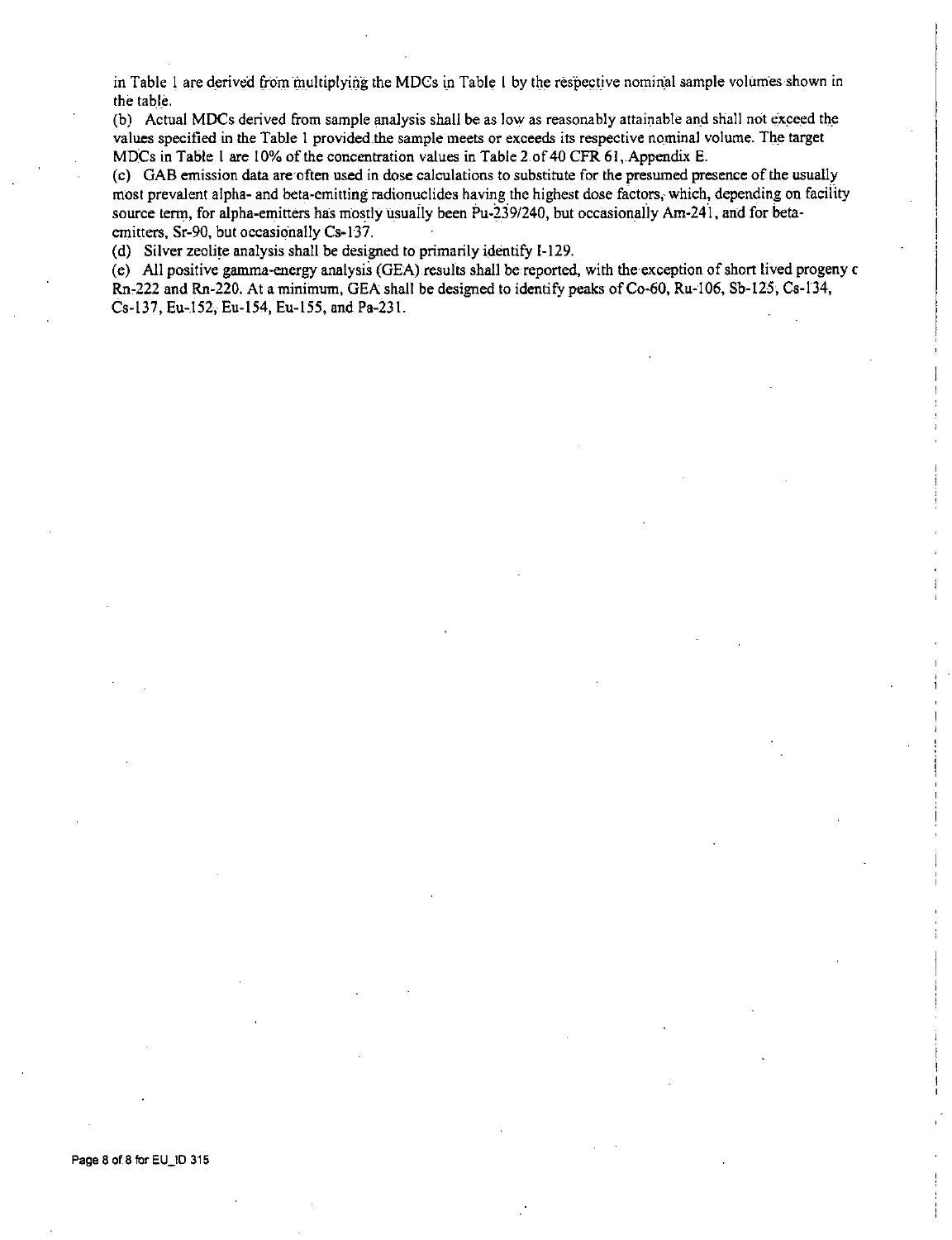in Table 1 are derived from multiplying the MDCs in Table 1 by the respective nominal sample volumes shown in the table.

(b) Actual MDCs derived from sample analysis shall be as low as reasonably attainable and shall not exceed the values specified in the Table 1 provided the sample meets or exceeds its respective nominal volume. The target MDCs in Table 1 are 10% of the concentration values in Table 2 of 40 CFR 61, Appendix E.

(c) GAB emission data are often used in dose calculations to substitute for the presumed presence of the usually most prevalent alpha- and beta-emitting radionuclides having the highest dose factors, which, depending on facility source term, for alpha-emitters has mostly usually been Pu-239/240, but occasionally Am-241, and for beta-emitters, Sr-90, but occasionally Cs-137.

(d) Silver zeolite analysis shall be designed to primarily identify I-129.

(e) All positive gamma-energy analysis (GEA) results shall be reported, with the exception of short lived progeny c Rn-222 and Rn-220. At a minimum, GEA shall be designed to identify peaks of Co-60, Ru-106, Sb-125, Cs-134, Cs-137, Eu-152, Eu-154, Eu-155, and Pa-231.